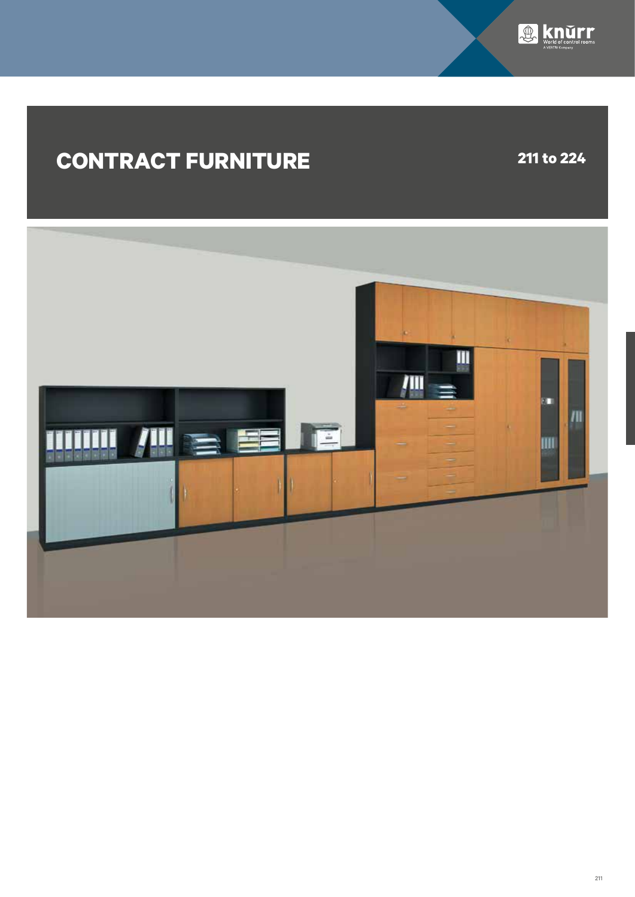# CONTRACT FURNITURE

211 to 224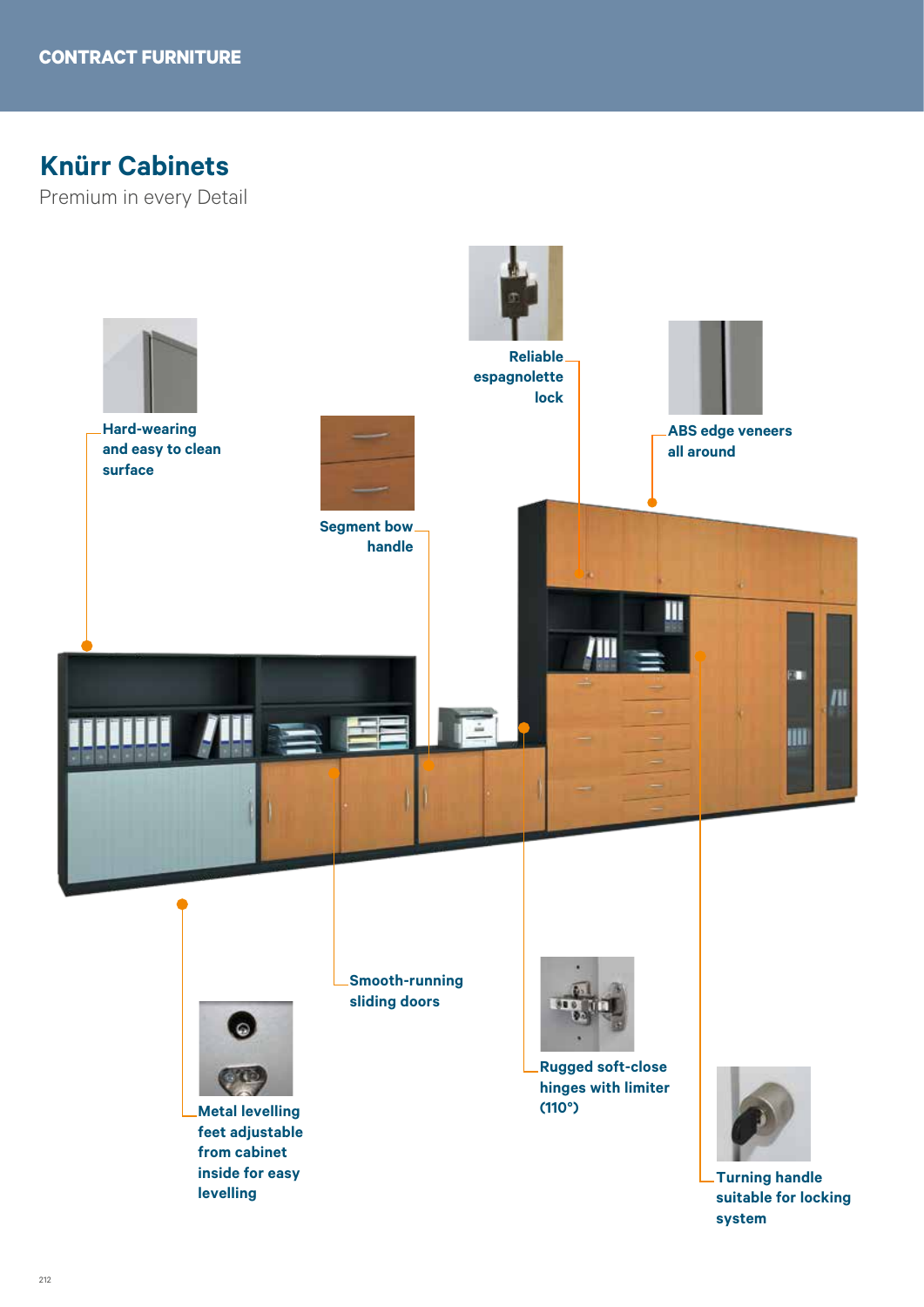CONTRACT FURNITURE

# Knürr Cabinets

Premium in every Detail

Hard-wearing and easy to clean surface

Segment bow handle

Reliable espagnolette lock

ABS edge veneers all around

Metal levelling feet adjustable from cabinet inside for easy levelling

Smooth-running sliding doors

Rugged soft-close hinges with limiter (110°)

Turning handle suitable for locking system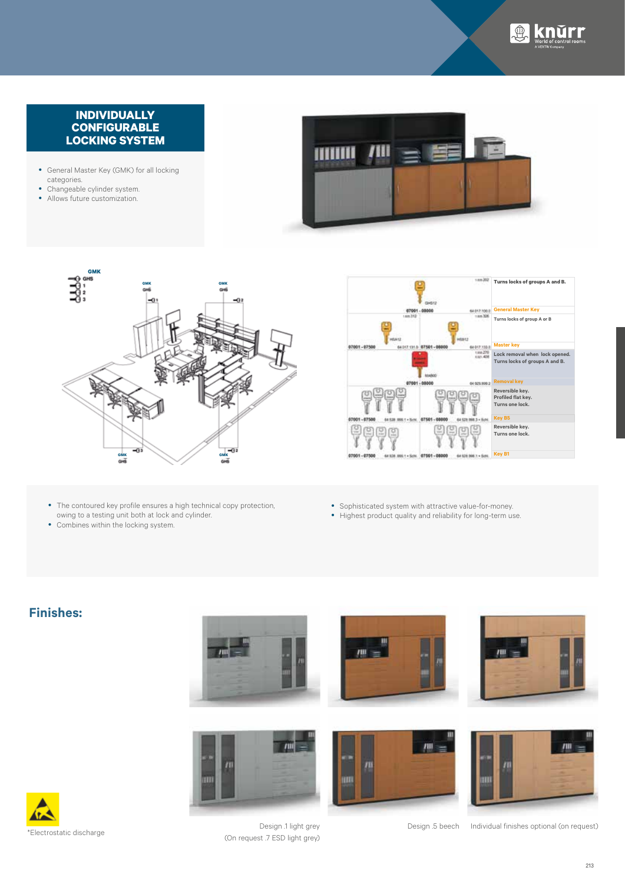## INDIVIDUALLY CONFIGURABLE LOCKING SYSTEM

- General Master Key (GMK) for all locking categories.
- Changeable cylinder system.
- Allows future customization.

| | |
|---|---|
| Turns locks of groups A and B. | General Master Key |
| Turns locks of group A or B | Master key |
| Lock removal when lock opened. Turns locks of groups A and B. | Removal key |
| Reversible key. Profiled flat key. Turns one lock. | Key BS |
| Reversible key. Turns one lock. | Key B1 |

- The contoured key profile ensures a high technical copy protection, owing to a testing unit both at lock and cylinder.
- Combines within the locking system.

- Sophisticated system with attractive value-for-money.
- Highest product quality and reliability for long-term use.

## Finishes:

Design .1 light grey (On request .7 ESD light grey)

Design .5 beech

Individual finishes optional (on request)

*Electrostatic discharge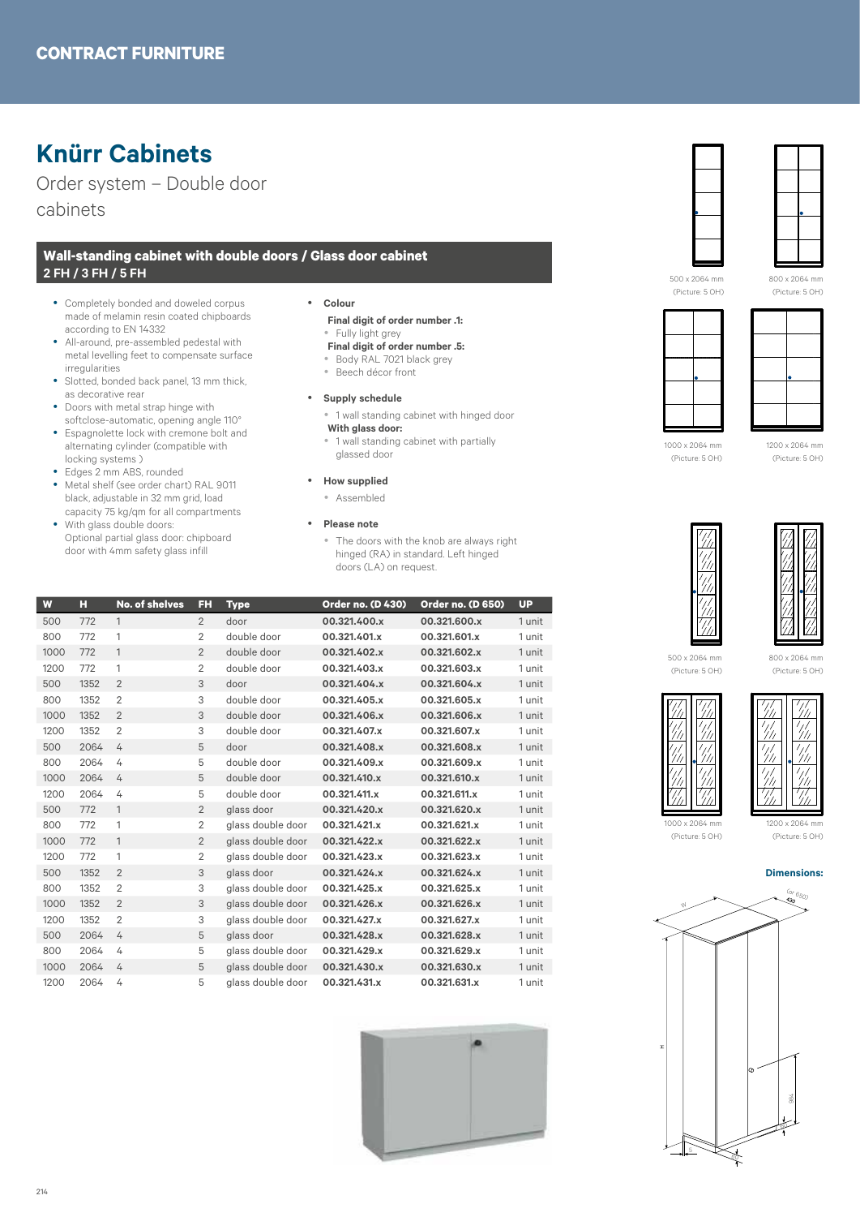CONTRACT FURNITURE

# Knürr Cabinets

Order system – Double door cabinets

## Wall-standing cabinet with double doors / Glass door cabinet 2 FH / 3 FH / 5 FH

- Completely bonded and doweled corpus made of melamin resin coated chipboards according to EN 14332
- All-around, pre-assembled pedestal with metal levelling feet to compensate surface irregularities
- Slotted, bonded back panel, 13 mm thick, as decorative rear
- Doors with metal strap hinge with softclose-automatic, opening angle 110°
- Espagnolette lock with cremone bolt and alternating cylinder (compatible with locking systems )
- Edges 2 mm ABS, rounded
- Metal shelf (see order chart) RAL 9011 black, adjustable in 32 mm grid, load capacity 75 kg/qm for all compartments
- With glass double doors: Optional partial glass door: chipboard door with 4mm safety glass infill

- **Colour**
  **Final digit of order number .1:**
  - Fully light grey
  **Final digit of order number .5:**
  - Body RAL 7021 black grey
  - Beech décor front
- **Supply schedule**
  - 1 wall standing cabinet with hinged door
  **With glass door:**
  - 1 wall standing cabinet with partially glassed door
- **How supplied**
  - Assembled
- **Please note**
  - The doors with the knob are always right hinged (RA) in standard. Left hinged doors (LA) on request.

| W | H | No. of shelves | FH | Type | Order no. (D 430) | Order no. (D 650) | UP |
|---|---|---|---|---|---|---|---|
| 500 | 772 | 1 | 2 | door | **00.321.400.x** | **00.321.600.x** | 1 unit |
| 800 | 772 | 1 | 2 | double door | **00.321.401.x** | **00.321.601.x** | 1 unit |
| 1000 | 772 | 1 | 2 | double door | **00.321.402.x** | **00.321.602.x** | 1 unit |
| 1200 | 772 | 1 | 2 | double door | **00.321.403.x** | **00.321.603.x** | 1 unit |
| 500 | 1352 | 2 | 3 | door | **00.321.404.x** | **00.321.604.x** | 1 unit |
| 800 | 1352 | 2 | 3 | double door | **00.321.405.x** | **00.321.605.x** | 1 unit |
| 1000 | 1352 | 2 | 3 | double door | **00.321.406.x** | **00.321.606.x** | 1 unit |
| 1200 | 1352 | 2 | 3 | double door | **00.321.407.x** | **00.321.607.x** | 1 unit |
| 500 | 2064 | 4 | 5 | door | **00.321.408.x** | **00.321.608.x** | 1 unit |
| 800 | 2064 | 4 | 5 | double door | **00.321.409.x** | **00.321.609.x** | 1 unit |
| 1000 | 2064 | 4 | 5 | double door | **00.321.410.x** | **00.321.610.x** | 1 unit |
| 1200 | 2064 | 4 | 5 | double door | **00.321.411.x** | **00.321.611.x** | 1 unit |
| 500 | 772 | 1 | 2 | glass door | **00.321.420.x** | **00.321.620.x** | 1 unit |
| 800 | 772 | 1 | 2 | glass double door | **00.321.421.x** | **00.321.621.x** | 1 unit |
| 1000 | 772 | 1 | 2 | glass double door | **00.321.422.x** | **00.321.622.x** | 1 unit |
| 1200 | 772 | 1 | 2 | glass double door | **00.321.423.x** | **00.321.623.x** | 1 unit |
| 500 | 1352 | 2 | 3 | glass door | **00.321.424.x** | **00.321.624.x** | 1 unit |
| 800 | 1352 | 2 | 3 | glass double door | **00.321.425.x** | **00.321.625.x** | 1 unit |
| 1000 | 1352 | 2 | 3 | glass double door | **00.321.426.x** | **00.321.626.x** | 1 unit |
| 1200 | 1352 | 2 | 3 | glass double door | **00.321.427.x** | **00.321.627.x** | 1 unit |
| 500 | 2064 | 4 | 5 | glass door | **00.321.428.x** | **00.321.628.x** | 1 unit |
| 800 | 2064 | 4 | 5 | glass double door | **00.321.429.x** | **00.321.629.x** | 1 unit |
| 1000 | 2064 | 4 | 5 | glass double door | **00.321.430.x** | **00.321.630.x** | 1 unit |
| 1200 | 2064 | 4 | 5 | glass double door | **00.321.431.x** | **00.321.631.x** | 1 unit |

500 x 2064 mm (Picture: 5 OH)

800 x 2064 mm (Picture: 5 OH)

1000 x 2064 mm (Picture: 5 OH)

1200 x 2064 mm (Picture: 5 OH)

500 x 2064 mm (Picture: 5 OH)

800 x 2064 mm (Picture: 5 OH)

1000 x 2064 mm (Picture: 5 OH)

1200 x 2064 mm (Picture: 5 OH)

**Dimensions:**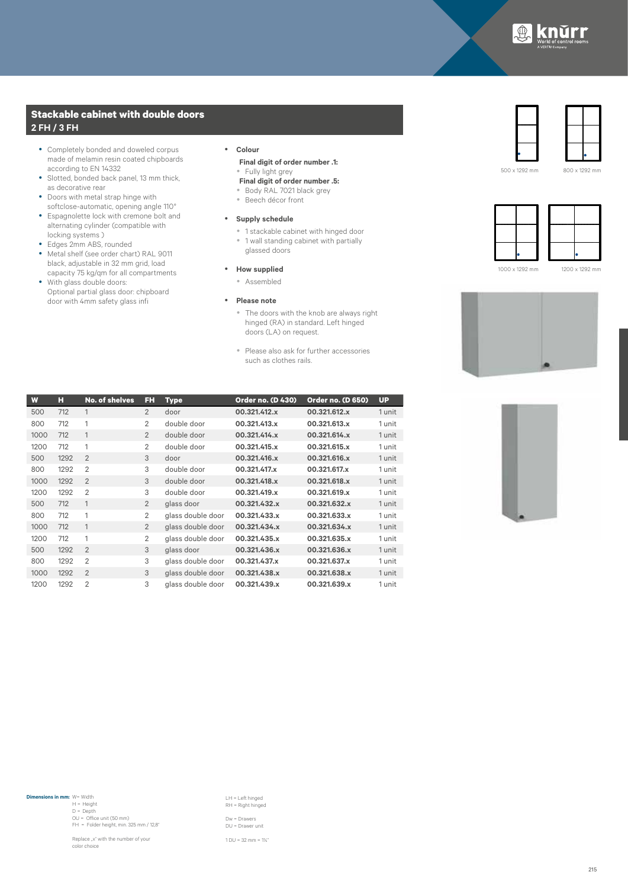## Stackable cabinet with double doors
### 2 FH / 3 FH

- Completely bonded and doweled corpus made of melamin resin coated chipboards according to EN 14332
- Slotted, bonded back panel, 13 mm thick, as decorative rear
- Doors with metal strap hinge with softclose-automatic, opening angle 110°
- Espagnolette lock with cremone bolt and alternating cylinder (compatible with locking systems )
- Edges 2mm ABS, rounded
- Metal shelf (see order chart) RAL 9011 black, adjustable in 32 mm grid, load capacity 75 kg/qm for all compartments
- With glass double doors: Optional partial glass door: chipboard door with 4mm safety glass infi

- **Colour**

  **Final digit of order number .1:**
  - Fully light grey

  **Final digit of order number .5:**
  - Body RAL 7021 black grey
  - Beech décor front

- **Supply schedule**
  - 1 stackable cabinet with hinged door
  - 1 wall standing cabinet with partially glassed doors

- **How supplied**
  - Assembled

- **Please note**
  - The doors with the knob are always right hinged (RA) in standard. Left hinged doors (LA) on request.
  - Please also ask for further accessories such as clothes rails.

500 x 1292 mm

800 x 1292 mm

1000 x 1292 mm

1200 x 1292 mm

| W | H | No. of shelves | FH | Type | Order no. (D 430) | Order no. (D 650) | UP |
|---|---|---|---|---|---|---|---|
| 500 | 712 | 1 | 2 | door | **00.321.412.x** | **00.321.612.x** | 1 unit |
| 800 | 712 | 1 | 2 | double door | **00.321.413.x** | **00.321.613.x** | 1 unit |
| 1000 | 712 | 1 | 2 | double door | **00.321.414.x** | **00.321.614.x** | 1 unit |
| 1200 | 712 | 1 | 2 | double door | **00.321.415.x** | **00.321.615.x** | 1 unit |
| 500 | 1292 | 2 | 3 | door | **00.321.416.x** | **00.321.616.x** | 1 unit |
| 800 | 1292 | 2 | 3 | double door | **00.321.417.x** | **00.321.617.x** | 1 unit |
| 1000 | 1292 | 2 | 3 | double door | **00.321.418.x** | **00.321.618.x** | 1 unit |
| 1200 | 1292 | 2 | 3 | double door | **00.321.419.x** | **00.321.619.x** | 1 unit |
| 500 | 712 | 1 | 2 | glass door | **00.321.432.x** | **00.321.632.x** | 1 unit |
| 800 | 712 | 1 | 2 | glass double door | **00.321.433.x** | **00.321.633.x** | 1 unit |
| 1000 | 712 | 1 | 2 | glass double door | **00.321.434.x** | **00.321.634.x** | 1 unit |
| 1200 | 712 | 1 | 2 | glass double door | **00.321.435.x** | **00.321.635.x** | 1 unit |
| 500 | 1292 | 2 | 3 | glass door | **00.321.436.x** | **00.321.636.x** | 1 unit |
| 800 | 1292 | 2 | 3 | glass double door | **00.321.437.x** | **00.321.637.x** | 1 unit |
| 1000 | 1292 | 2 | 3 | glass double door | **00.321.438.x** | **00.321.638.x** | 1 unit |
| 1200 | 1292 | 2 | 3 | glass double door | **00.321.439.x** | **00.321.639.x** | 1 unit |

**Dimensions in mm:** W= Width
H = Height
D = Depth
OU = Office unit (50 mm)
FH = Folder height, min. 325 mm / 12.8"

Replace „x" with the number of your color choice

LH = Left hinged
RH = Right hinged

Dw = Drawers
DU = Drawer unit

1 DU = 32 mm = 1¼"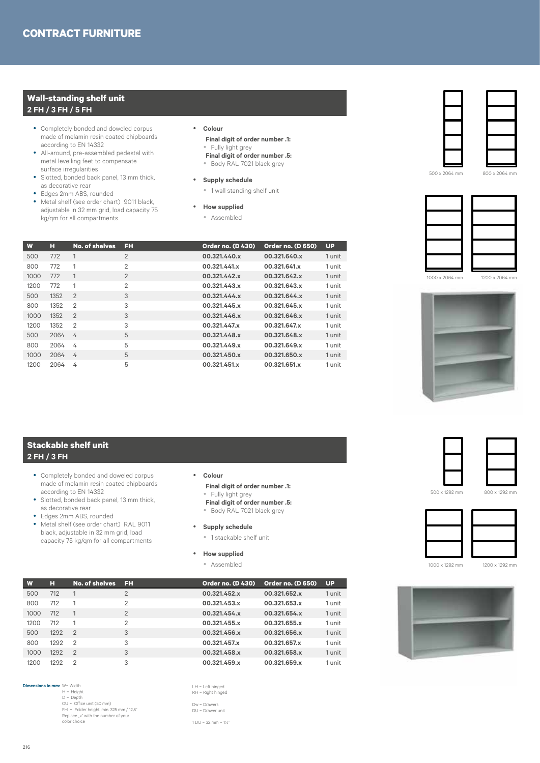# CONTRACT FURNITURE

## Wall-standing shelf unit
### 2 FH / 3 FH / 5 FH

- Completely bonded and doweled corpus made of melamin resin coated chipboards according to EN 14332
- All-around, pre-assembled pedestal with metal levelling feet to compensate surface irregularities
- Slotted, bonded back panel, 13 mm thick, as decorative rear
- Edges 2mm ABS, rounded
- Metal shelf (see order chart) 9011 black, adjustable in 32 mm grid, load capacity 75 kg/qm for all compartments

- **Colour**
  - **Final digit of order number .1:**
    - Fully light grey
  - **Final digit of order number .5:**
    - Body RAL 7021 black grey
- **Supply schedule**
  - 1 wall standing shelf unit
- **How supplied**
  - Assembled

| W | H | No. of shelves | FH | Order no. (D 430) | Order no. (D 650) | UP |
|---|---|---|---|---|---|---|
| 500 | 772 | 1 | 2 | **00.321.440.x** | **00.321.640.x** | 1 unit |
| 800 | 772 | 1 | 2 | **00.321.441.x** | **00.321.641.x** | 1 unit |
| 1000 | 772 | 1 | 2 | **00.321.442.x** | **00.321.642.x** | 1 unit |
| 1200 | 772 | 1 | 2 | **00.321.443.x** | **00.321.643.x** | 1 unit |
| 500 | 1352 | 2 | 3 | **00.321.444.x** | **00.321.644.x** | 1 unit |
| 800 | 1352 | 2 | 3 | **00.321.445.x** | **00.321.645.x** | 1 unit |
| 1000 | 1352 | 2 | 3 | **00.321.446.x** | **00.321.646.x** | 1 unit |
| 1200 | 1352 | 2 | 3 | **00.321.447.x** | **00.321.647.x** | 1 unit |
| 500 | 2064 | 4 | 5 | **00.321.448.x** | **00.321.648.x** | 1 unit |
| 800 | 2064 | 4 | 5 | **00.321.449.x** | **00.321.649.x** | 1 unit |
| 1000 | 2064 | 4 | 5 | **00.321.450.x** | **00.321.650.x** | 1 unit |
| 1200 | 2064 | 4 | 5 | **00.321.451.x** | **00.321.651.x** | 1 unit |

500 x 2064 mm  800 x 2064 mm

1000 x 2064 mm  1200 x 2064 mm

## Stackable shelf unit
### 2 FH / 3 FH

- Completely bonded and doweled corpus made of melamin resin coated chipboards according to EN 14332
- Slotted, bonded back panel, 13 mm thick, as decorative rear
- Edges 2mm ABS, rounded
- Metal shelf (see order chart) RAL 9011 black, adjustable in 32 mm grid, load capacity 75 kg/qm for all compartments

- **Colour**
  - **Final digit of order number .1:**
    - Fully light grey
  - **Final digit of order number .5:**
    - Body RAL 7021 black grey
- **Supply schedule**
  - 1 stackable shelf unit
- **How supplied**
  - Assembled

| W | H | No. of shelves | FH | Order no. (D 430) | Order no. (D 650) | UP |
|---|---|---|---|---|---|---|
| 500 | 712 | 1 | 2 | **00.321.452.x** | **00.321.652.x** | 1 unit |
| 800 | 712 | 1 | 2 | **00.321.453.x** | **00.321.653.x** | 1 unit |
| 1000 | 712 | 1 | 2 | **00.321.454.x** | **00.321.654.x** | 1 unit |
| 1200 | 712 | 1 | 2 | **00.321.455.x** | **00.321.655.x** | 1 unit |
| 500 | 1292 | 2 | 3 | **00.321.456.x** | **00.321.656.x** | 1 unit |
| 800 | 1292 | 2 | 3 | **00.321.457.x** | **00.321.657.x** | 1 unit |
| 1000 | 1292 | 2 | 3 | **00.321.458.x** | **00.321.658.x** | 1 unit |
| 1200 | 1292 | 2 | 3 | **00.321.459.x** | **00.321.659.x** | 1 unit |

500 x 1292 mm  800 x 1292 mm

1000 x 1292 mm  1200 x 1292 mm

**Dimensions in mm:** W= Width
H = Height
D = Depth
OU = Office unit (50 mm)
FH = Folder height, min. 325 mm / 12,8"
Replace „x" with the number of your color choice

LH = Left hinged
RH = Right hinged

Dw = Drawers
DU = Drawer unit

1 DU = 32 mm = 1¼"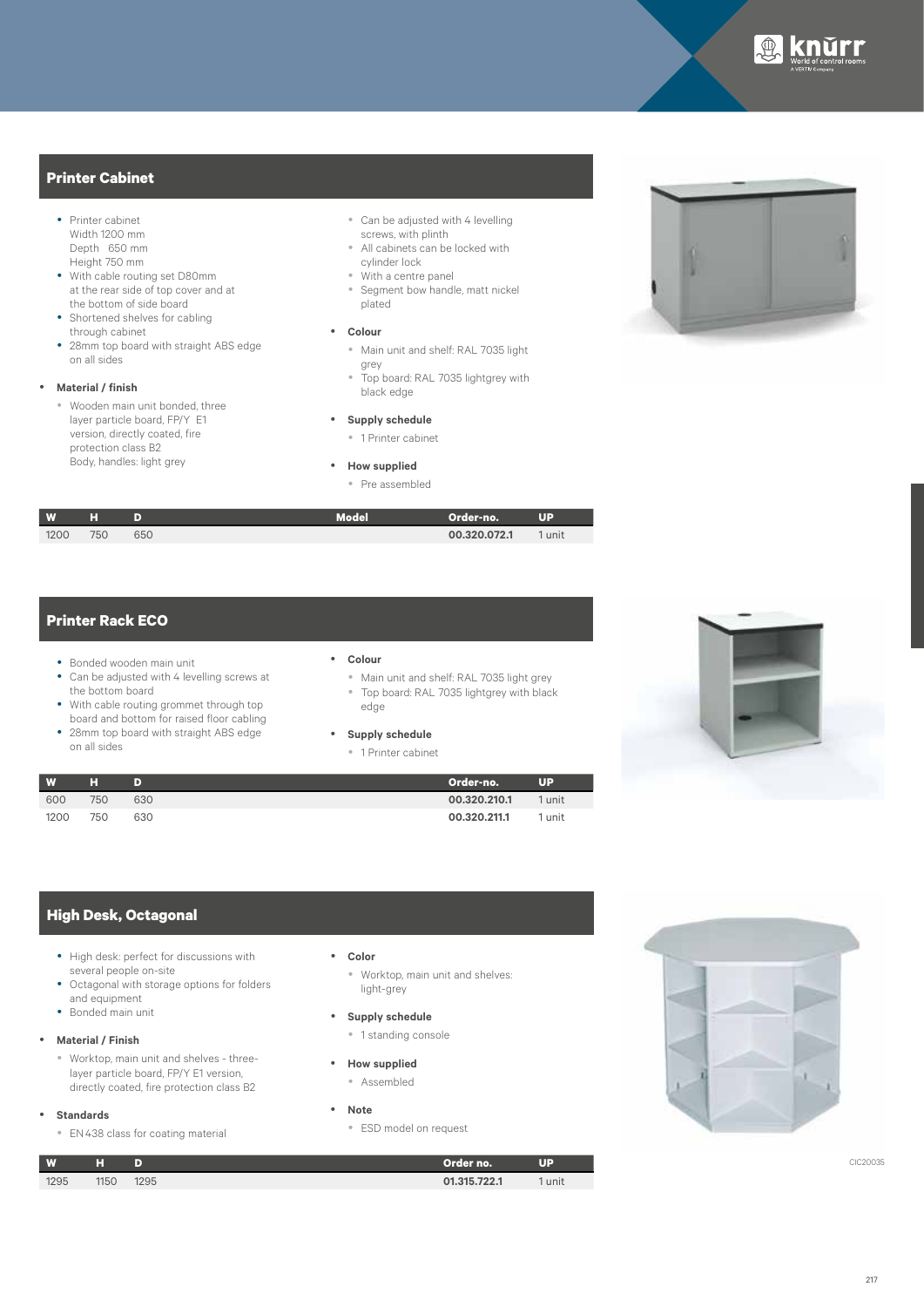## Printer Cabinet

- Printer cabinet
  Width 1200 mm
  Depth 650 mm
  Height 750 mm
- With cable routing set D80mm at the rear side of top cover and at the bottom of side board
- Shortened shelves for cabling through cabinet
- 28mm top board with straight ABS edge on all sides

- **Material / finish**
  - Wooden main unit bonded, three layer particle board, FP/Y E1 version, directly coated, fire protection class B2
    Body, handles: light grey
  - Can be adjusted with 4 levelling screws, with plinth
  - All cabinets can be locked with cylinder lock
  - With a centre panel
  - Segment bow handle, matt nickel plated

- **Colour**
  - Main unit and shelf: RAL 7035 light grey
  - Top board: RAL 7035 lightgrey with black edge

- **Supply schedule**
  - 1 Printer cabinet

- **How supplied**
  - Pre assembled

| W | H | D | Model | Order-no. | UP |
|---|---|---|---|---|---|
| 1200 | 750 | 650 | | **00.320.072.1** | 1 unit |

## Printer Rack ECO

- Bonded wooden main unit
- Can be adjusted with 4 levelling screws at the bottom board
- With cable routing grommet through top board and bottom for raised floor cabling
- 28mm top board with straight ABS edge on all sides

- **Colour**
  - Main unit and shelf: RAL 7035 light grey
  - Top board: RAL 7035 lightgrey with black edge

- **Supply schedule**
  - 1 Printer cabinet

| W | H | D | Order-no. | UP |
|---|---|---|---|---|
| 600 | 750 | 630 | **00.320.210.1** | 1 unit |
| 1200 | 750 | 630 | **00.320.211.1** | 1 unit |

## High Desk, Octagonal

- High desk: perfect for discussions with several people on-site
- Octagonal with storage options for folders and equipment
- Bonded main unit

- **Material / Finish**
  - Worktop, main unit and shelves - three-layer particle board, FP/Y E1 version, directly coated, fire protection class B2

- **Standards**
  - EN 438 class for coating material

- **Color**
  - Worktop, main unit and shelves: light-grey

- **Supply schedule**
  - 1 standing console

- **How supplied**
  - Assembled

- **Note**
  - ESD model on request

| W | H | D | Order no. | UP |
|---|---|---|---|---|
| 1295 | 1150 | 1295 | **01.315.722.1** | 1 unit |

CIC20035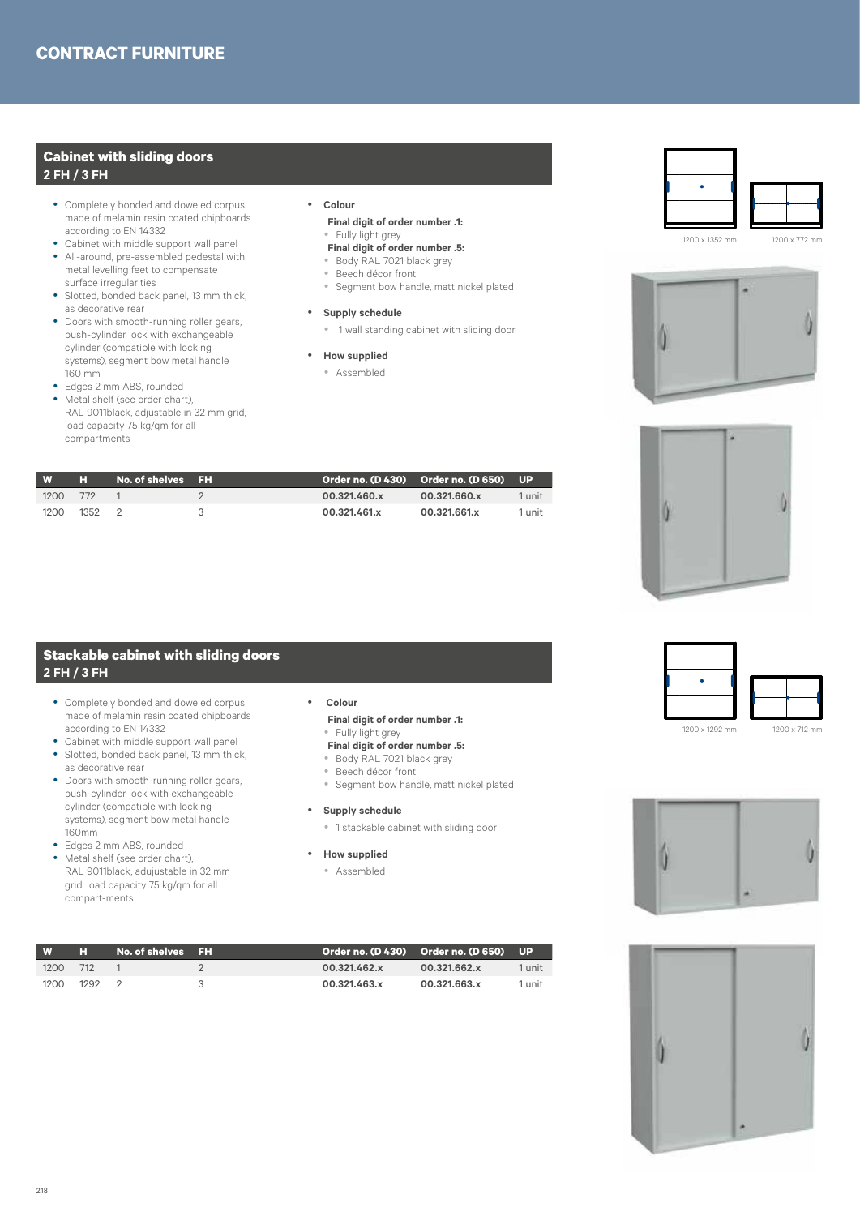# CONTRACT FURNITURE

## Cabinet with sliding doors
**2 FH / 3 FH**

- Completely bonded and doweled corpus made of melamin resin coated chipboards according to EN 14332
- Cabinet with middle support wall panel
- All-around, pre-assembled pedestal with metal levelling feet to compensate surface irregularities
- Slotted, bonded back panel, 13 mm thick, as decorative rear
- Doors with smooth-running roller gears, push-cylinder lock with exchangeable cylinder (compatible with locking systems), segment bow metal handle 160 mm
- Edges 2 mm ABS, rounded
- Metal shelf (see order chart), RAL 9011black, adjustable in 32 mm grid, load capacity 75 kg/qm for all compartments

- **Colour**

  **Final digit of order number .1:**
  - Fully light grey

  **Final digit of order number .5:**
  - Body RAL 7021 black grey
  - Beech décor front
  - Segment bow handle, matt nickel plated

- **Supply schedule**
  - 1 wall standing cabinet with sliding door

- **How supplied**
  - Assembled

1200 x 1352 mm

1200 x 772 mm

| W | H | No. of shelves | FH | Order no. (D 430) | Order no. (D 650) | UP |
|---|---|---|---|---|---|---|
| 1200 | 772 | 1 | 2 | **00.321.460.x** | **00.321.660.x** | 1 unit |
| 1200 | 1352 | 2 | 3 | **00.321.461.x** | **00.321.661.x** | 1 unit |

## Stackable cabinet with sliding doors
**2 FH / 3 FH**

- Completely bonded and doweled corpus made of melamin resin coated chipboards according to EN 14332
- Cabinet with middle support wall panel
- Slotted, bonded back panel, 13 mm thick, as decorative rear
- Doors with smooth-running roller gears, push-cylinder lock with exchangeable cylinder (compatible with locking systems), segment bow metal handle 160mm
- Edges 2 mm ABS, rounded
- Metal shelf (see order chart), RAL 9011black, adujustable in 32 mm grid, load capacity 75 kg/qm for all compart-ments

- **Colour**

  **Final digit of order number .1:**
  - Fully light grey

  **Final digit of order number .5:**
  - Body RAL 7021 black grey
  - Beech décor front
  - Segment bow handle, matt nickel plated

- **Supply schedule**
  - 1 stackable cabinet with sliding door

- **How supplied**
  - Assembled

1200 x 1292 mm

1200 x 712 mm

| W | H | No. of shelves | FH | Order no. (D 430) | Order no. (D 650) | UP |
|---|---|---|---|---|---|---|
| 1200 | 712 | 1 | 2 | **00.321.462.x** | **00.321.662.x** | 1 unit |
| 1200 | 1292 | 2 | 3 | **00.321.463.x** | **00.321.663.x** | 1 unit |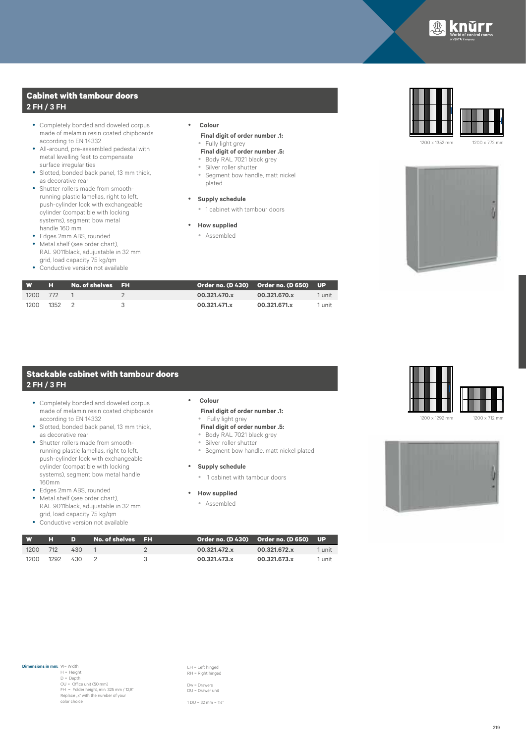## Cabinet with tambour doors
### 2 FH / 3 FH

- Completely bonded and doweled corpus made of melamin resin coated chipboards according to EN 14332
- All-around, pre-assembled pedestal with metal levelling feet to compensate surface irregularities
- Slotted, bonded back panel, 13 mm thick, as decorative rear
- Shutter rollers made from smooth-running plastic lamellas, right to left, push-cylinder lock with exchangeable cylinder (compatible with locking systems), segment bow metal handle 160 mm
- Edges 2mm ABS, rounded
- Metal shelf (see order chart), RAL 9011black, adujustable in 32 mm grid, load capacity 75 kg/qm
- Conductive version not available

- **Colour**

  **Final digit of order number .1:**
  - Fully light grey

  **Final digit of order number .5:**
  - Body RAL 7021 black grey
  - Silver roller shutter
  - Segment bow handle, matt nickel plated
- **Supply schedule**
  - 1 cabinet with tambour doors
- **How supplied**
  - Assembled

1200 x 1352 mm   1200 x 772 mm

| W | H | No. of shelves | FH | Order no. (D 430) | Order no. (D 650) | UP |
|---|---|---|---|---|---|---|
| 1200 | 772 | 1 | 2 | **00.321.470.x** | **00.321.670.x** | 1 unit |
| 1200 | 1352 | 2 | 3 | **00.321.471.x** | **00.321.671.x** | 1 unit |

## Stackable cabinet with tambour doors
### 2 FH / 3 FH

- Completely bonded and doweled corpus made of melamin resin coated chipboards according to EN 14332
- Slotted, bonded back panel, 13 mm thick, as decorative rear
- Shutter rollers made from smooth-running plastic lamellas, right to left, push-cylinder lock with exchangeable cylinder (compatible with locking systems), segment bow metal handle 160mm
- Edges 2mm ABS, rounded
- Metal shelf (see order chart), RAL 9011black, adujustable in 32 mm grid, load capacity 75 kg/qm
- Conductive version not available

- **Colour**

  **Final digit of order number .1:**
  - Fully light grey

  **Final digit of order number .5:**
  - Body RAL 7021 black grey
  - Silver roller shutter
  - Segment bow handle, matt nickel plated
- **Supply schedule**
  - 1 cabinet with tambour doors
- **How supplied**
  - Assembled

1200 x 1292 mm   1200 x 712 mm

| W | H | D | No. of shelves | FH | Order no. (D 430) | Order no. (D 650) | UP |
|---|---|---|---|---|---|---|---|
| 1200 | 712 | 430 | 1 | 2 | **00.321.472.x** | **00.321.672.x** | 1 unit |
| 1200 | 1292 | 430 | 2 | 3 | **00.321.473.x** | **00.321.673.x** | 1 unit |

**Dimensions in mm:** W= Width
H = Height
D = Depth
OU = Office unit (50 mm)
FH = Folder height, min. 325 mm / 12,8"
Replace „x" with the number of your color choice

LH = Left hinged
RH = Right hinged

Dw = Drawers
DU = Drawer unit

1 DU = 32 mm = 1¼"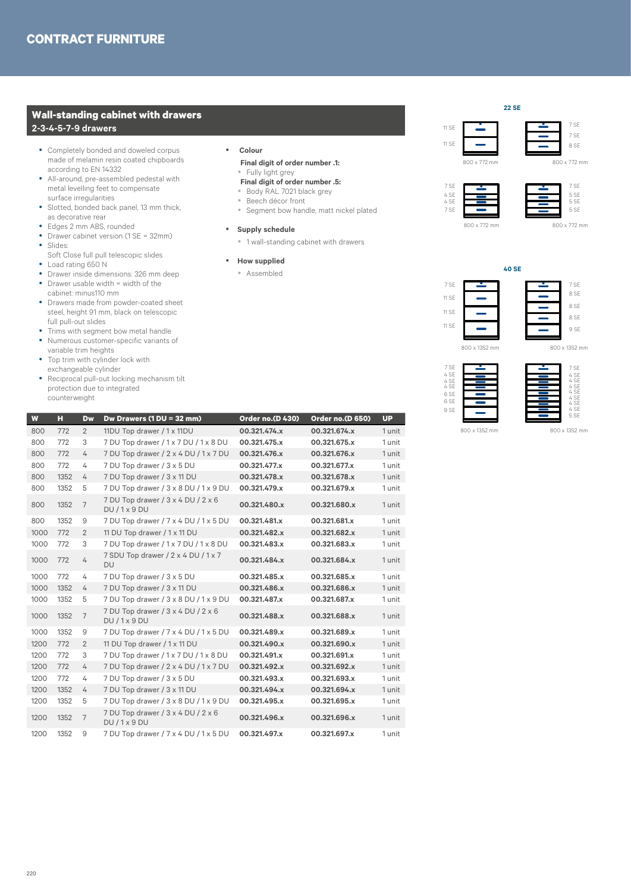## CONTRACT FURNITURE

### Wall-standing cabinet with drawers
#### 2-3-4-5-7-9 drawers

- Completely bonded and doweled corpus made of melamin resin coated chipboards according to EN 14332
- All-around, pre-assembled pedestal with metal levelling feet to compensate surface irregularities
- Slotted, bonded back panel, 13 mm thick, as decorative rear
- Edges 2 mm ABS, rounded
- Drawer cabinet version (1 SE = 32mm)
- Slides:
  Soft Close full pull telescopic slides
- Load rating 650 N
- Drawer inside dimensions: 326 mm deep
- Drawer usable width = width of the cabinet: minus110 mm
- Drawers made from powder-coated sheet steel, height 91 mm, black on telescopic full pull-out slides
- Trims with segment bow metal handle
- Numerous customer-specific variants of variable trim heights
- Top trim with cylinder lock with exchangeable cylinder
- Reciprocal pull-out locking mechanism tilt protection due to integrated counterweight

- **Colour**

  **Final digit of order number .1:**
  - Fully light grey

  **Final digit of order number .5:**
  - Body RAL 7021 black grey
  - Beech décor front
  - Segment bow handle, matt nickel plated

- **Supply schedule**
  - 1 wall-standing cabinet with drawers

- **How supplied**
  - Assembled

**22 SE**

11 SE / 11 SE — 800 x 772 mm

7 SE / 7 SE / 8 SE — 800 x 772 mm

7 SE / 4 SE / 4 SE / 7 SE — 800 x 772 mm

7 SE / 5 SE / 5 SE / 5 SE — 800 x 772 mm

**40 SE**

7 SE / 11 SE / 11 SE / 11 SE — 800 x 1352 mm

7 SE / 8 SE / 8 SE / 8 SE / 9 SE — 800 x 1352 mm

7 SE / 4 SE / 4 SE / 4 SE / 6 SE / 6 SE / 9 SE — 800 x 1352 mm

7 SE / 4 SE / 4 SE / 4 SE / 4 SE / 4 SE / 4 SE / 4 SE / 5 SE — 800 x 1352 mm

| W | H | Dw | Dw Drawers (1 DU = 32 mm) | Order no.(D 430) | Order no.(D 650) | UP |
|---|---|---|---|---|---|---|
| 800 | 772 | 2 | 11DU Top drawer / 1 x 11DU | **00.321.474.x** | **00.321.674.x** | 1 unit |
| 800 | 772 | 3 | 7 DU Top drawer / 1 x 7 DU / 1 x 8 DU | **00.321.475.x** | **00.321.675.x** | 1 unit |
| 800 | 772 | 4 | 7 DU Top drawer / 2 x 4 DU / 1 x 7 DU | **00.321.476.x** | **00.321.676.x** | 1 unit |
| 800 | 772 | 4 | 7 DU Top drawer / 3 x 5 DU | **00.321.477.x** | **00.321.677.x** | 1 unit |
| 800 | 1352 | 4 | 7 DU Top drawer / 3 x 11 DU | **00.321.478.x** | **00.321.678.x** | 1 unit |
| 800 | 1352 | 5 | 7 DU Top drawer / 3 x 8 DU / 1 x 9 DU | **00.321.479.x** | **00.321.679.x** | 1 unit |
| 800 | 1352 | 7 | 7 DU Top drawer / 3 x 4 DU / 2 x 6 DU / 1 x 9 DU | **00.321.480.x** | **00.321.680.x** | 1 unit |
| 800 | 1352 | 9 | 7 DU Top drawer / 7 x 4 DU / 1 x 5 DU | **00.321.481.x** | **00.321.681.x** | 1 unit |
| 1000 | 772 | 2 | 11 DU Top drawer / 1 x 11 DU | **00.321.482.x** | **00.321.682.x** | 1 unit |
| 1000 | 772 | 3 | 7 DU Top drawer / 1 x 7 DU / 1 x 8 DU | **00.321.483.x** | **00.321.683.x** | 1 unit |
| 1000 | 772 | 4 | 7 SDU Top drawer / 2 x 4 DU / 1 x 7 DU | **00.321.484.x** | **00.321.684.x** | 1 unit |
| 1000 | 772 | 4 | 7 DU Top drawer / 3 x 5 DU | **00.321.485.x** | **00.321.685.x** | 1 unit |
| 1000 | 1352 | 4 | 7 DU Top drawer / 3 x 11 DU | **00.321.486.x** | **00.321.686.x** | 1 unit |
| 1000 | 1352 | 5 | 7 DU Top drawer / 3 x 8 DU / 1 x 9 DU | **00.321.487.x** | **00.321.687.x** | 1 unit |
| 1000 | 1352 | 7 | 7 DU Top drawer / 3 x 4 DU / 2 x 6 DU / 1 x 9 DU | **00.321.488.x** | **00.321.688.x** | 1 unit |
| 1000 | 1352 | 9 | 7 DU Top drawer / 7 x 4 DU / 1 x 5 DU | **00.321.489.x** | **00.321.689.x** | 1 unit |
| 1200 | 772 | 2 | 11 DU Top drawer / 1 x 11 DU | **00.321.490.x** | **00.321.690.x** | 1 unit |
| 1200 | 772 | 3 | 7 DU Top drawer / 1 x 7 DU / 1 x 8 DU | **00.321.491.x** | **00.321.691.x** | 1 unit |
| 1200 | 772 | 4 | 7 DU Top drawer / 2 x 4 DU / 1 x 7 DU | **00.321.492.x** | **00.321.692.x** | 1 unit |
| 1200 | 772 | 4 | 7 DU Top drawer / 3 x 5 DU | **00.321.493.x** | **00.321.693.x** | 1 unit |
| 1200 | 1352 | 4 | 7 DU Top drawer / 3 x 11 DU | **00.321.494.x** | **00.321.694.x** | 1 unit |
| 1200 | 1352 | 5 | 7 DU Top drawer / 3 x 8 DU / 1 x 9 DU | **00.321.495.x** | **00.321.695.x** | 1 unit |
| 1200 | 1352 | 7 | 7 DU Top drawer / 3 x 4 DU / 2 x 6 DU / 1 x 9 DU | **00.321.496.x** | **00.321.696.x** | 1 unit |
| 1200 | 1352 | 9 | 7 DU Top drawer / 7 x 4 DU / 1 x 5 DU | **00.321.497.x** | **00.321.697.x** | 1 unit |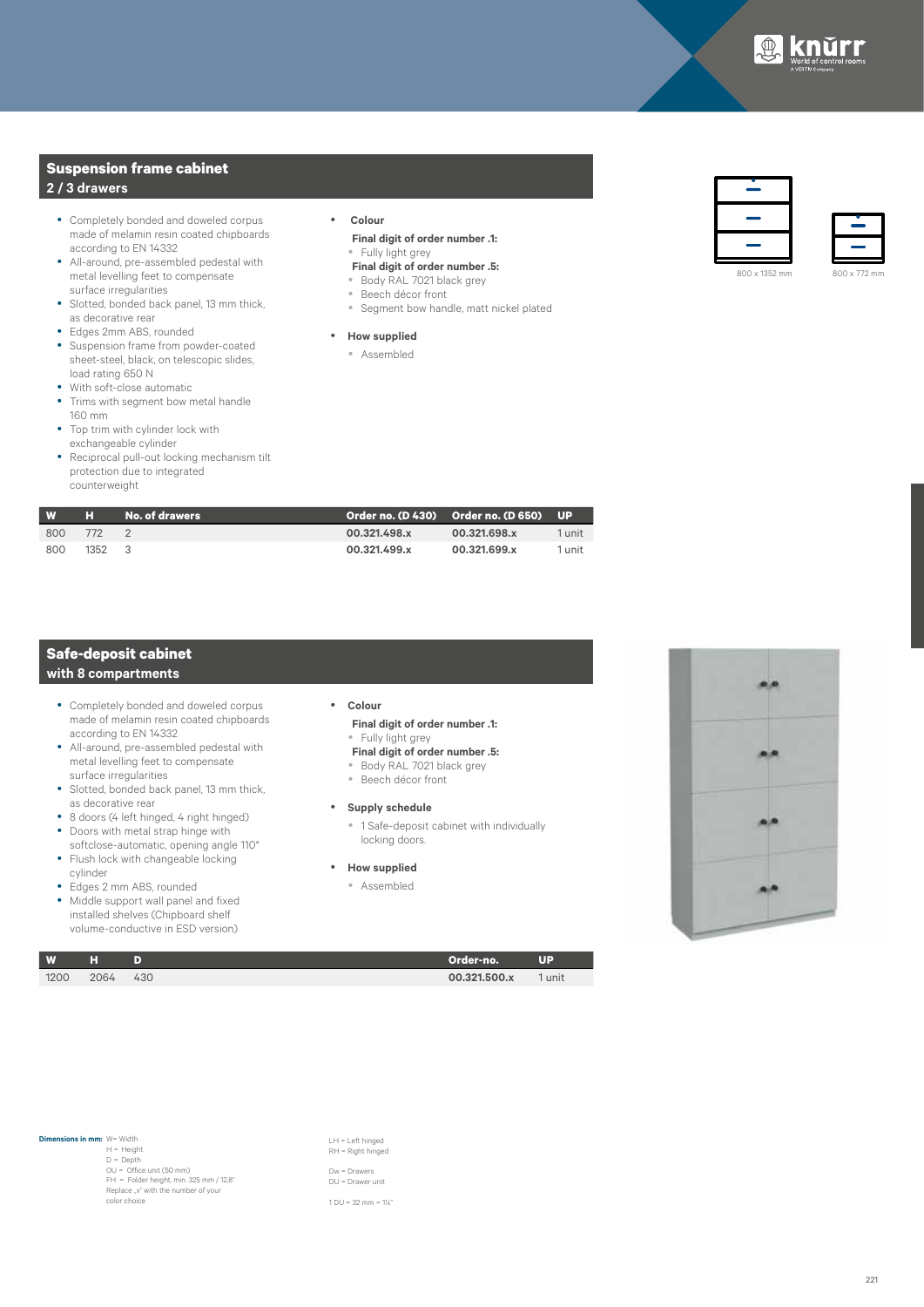## Suspension frame cabinet
### 2 / 3 drawers

- Completely bonded and doweled corpus made of melamin resin coated chipboards according to EN 14332
- All-around, pre-assembled pedestal with metal levelling feet to compensate surface irregularities
- Slotted, bonded back panel, 13 mm thick, as decorative rear
- Edges 2mm ABS, rounded
- Suspension frame from powder-coated sheet-steel, black, on telescopic slides, load rating 650 N
- With soft-close automatic
- Trims with segment bow metal handle 160 mm
- Top trim with cylinder lock with exchangeable cylinder
- Reciprocal pull-out locking mechanism tilt protection due to integrated counterweight

- **Colour**

  **Final digit of order number .1:**
  - Fully light grey

  **Final digit of order number .5:**
  - Body RAL 7021 black grey
  - Beech décor front
  - Segment bow handle, matt nickel plated

- **How supplied**
  - Assembled

800 x 1352 mm

800 x 772 mm

| W | H | No. of drawers | Order no. (D 430) | Order no. (D 650) | UP |
|---|---|---|---|---|---|
| 800 | 772 | 2 | **00.321.498.x** | **00.321.698.x** | 1 unit |
| 800 | 1352 | 3 | **00.321.499.x** | **00.321.699.x** | 1 unit |

## Safe-deposit cabinet
### with 8 compartments

- Completely bonded and doweled corpus made of melamin resin coated chipboards according to EN 14332
- All-around, pre-assembled pedestal with metal levelling feet to compensate surface irregularities
- Slotted, bonded back panel, 13 mm thick, as decorative rear
- 8 doors (4 left hinged, 4 right hinged)
- Doors with metal strap hinge with softclose-automatic, opening angle 110°
- Flush lock with changeable locking cylinder
- Edges 2 mm ABS, rounded
- Middle support wall panel and fixed installed shelves (Chipboard shelf volume-conductive in ESD version)

- **Colour**

  **Final digit of order number .1:**
  - Fully light grey

  **Final digit of order number .5:**
  - Body RAL 7021 black grey
  - Beech décor front

- **Supply schedule**
  - 1 Safe-deposit cabinet with individually locking doors.

- **How supplied**
  - Assembled

| W | H | D | Order-no. | UP |
|---|---|---|---|---|
| 1200 | 2064 | 430 | **00.321.500.x** | 1 unit |

**Dimensions in mm:** W= Width
H = Height
D = Depth
OU = Office unit (50 mm)
FH = Folder height, min. 325 mm / 12,8"
Replace „x" with the number of your color choice

LH = Left hinged
RH = Right hinged

Dw = Drawers
DU = Drawer unit

1 DU = 32 mm = 1¼"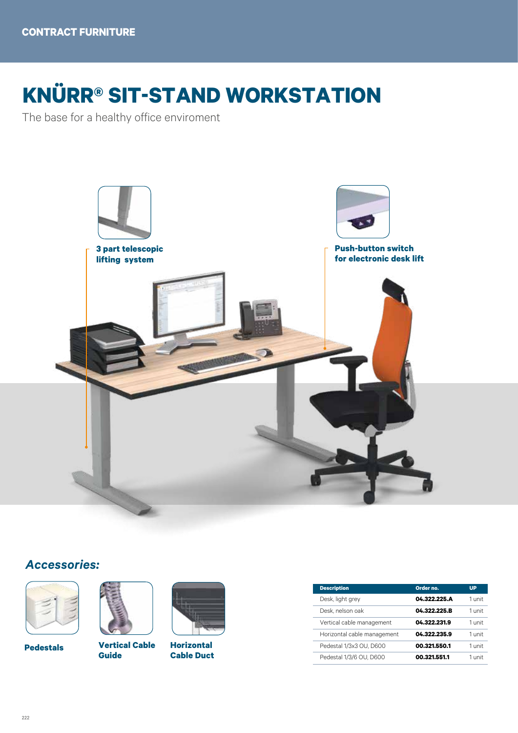CONTRACT FURNITURE

# KNÜRR® SIT-STAND WORKSTATION

The base for a healthy office enviroment

**3 part telescopic lifting system**

**Push-button switch for electronic desk lift**

## *Accessories:*

**Pedestals**

**Vertical Cable Guide**

**Horizontal Cable Duct**

| Description | Order no. | UP |
|---|---|---|
| Desk, light grey | **04.322.225.A** | 1 unit |
| Desk, nelson oak | **04.322.225.B** | 1 unit |
| Vertical cable management | **04.322.231.9** | 1 unit |
| Horizontal cable management | **04.322.235.9** | 1 unit |
| Pedestal 1/3x3 OU, D600 | **00.321.550.1** | 1 unit |
| Pedestal 1/3/6 OU, D600 | **00.321.551.1** | 1 unit |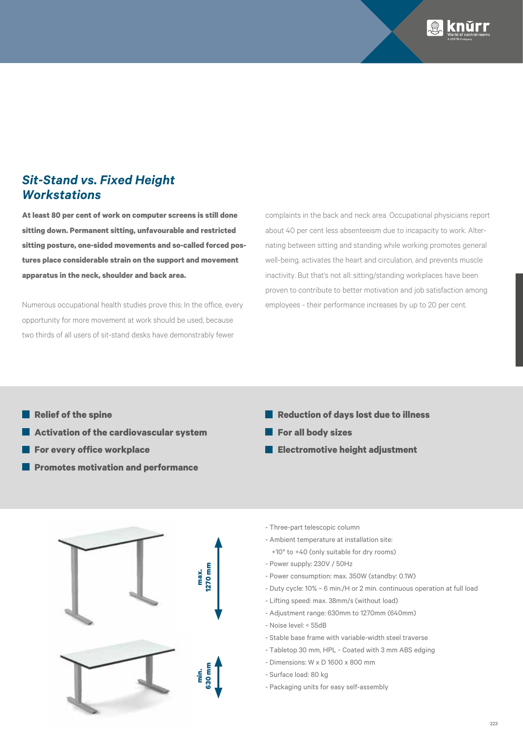## *Sit-Stand vs. Fixed Height Workstations*

**At least 80 per cent of work on computer screens is still done sitting down. Permanent sitting, unfavourable and restricted sitting posture, one-sided movements and so-called forced postures place considerable strain on the support and movement apparatus in the neck, shoulder and back area.**

Numerous occupational health studies prove this: In the office, every opportunity for more movement at work should be used, because two thirds of all users of sit-stand desks have demonstrably fewer complaints in the back and neck area. Occupational physicians report about 40 per cent less absenteeism due to incapacity to work. Alternating between sitting and standing while working promotes general well-being, activates the heart and circulation, and prevents muscle inactivity. But that's not all: sitting/standing workplaces have been proven to contribute to better motivation and job satisfaction among employees - their performance increases by up to 20 per cent.

- **Relief of the spine**
- **Activation of the cardiovascular system**
- **For every office workplace**
- **Promotes motivation and performance**
- **Reduction of days lost due to illness**
- **For all body sizes**
- **Electromotive height adjustment**

max. 1270 mm

min. 630 mm

- Three-part telescopic column
- Ambient temperature at installation site: +10° to +40 (only suitable for dry rooms)
- Power supply: 230V / 50Hz
- Power consumption: max. 350W (standby: 0.1W)
- Duty cycle: 10% ~ 6 min./H or 2 min. continuous operation at full load
- Lifting speed: max. 38mm/s (without load)
- Adjustment range: 630mm to 1270mm (640mm)
- Noise level: < 55dB
- Stable base frame with variable-width steel traverse
- Tabletop 30 mm, HPL - Coated with 3 mm ABS edging
- Dimensions: W x D 1600 x 800 mm
- Surface load: 80 kg
- Packaging units for easy self-assembly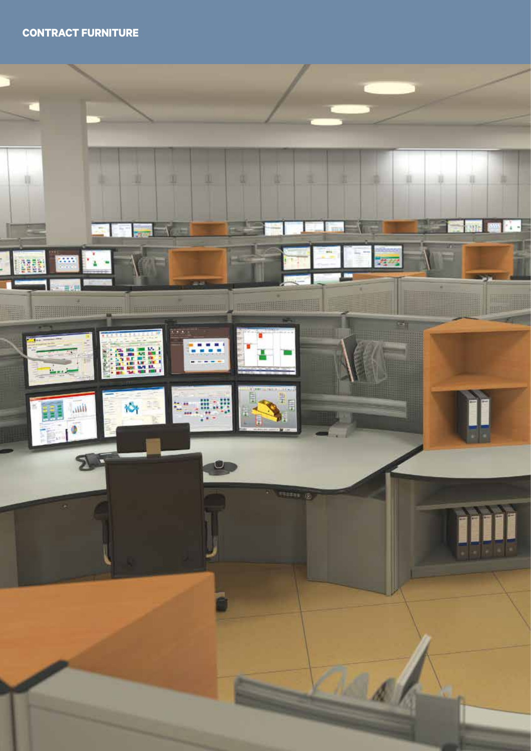**CONTRACT FURNITURE**